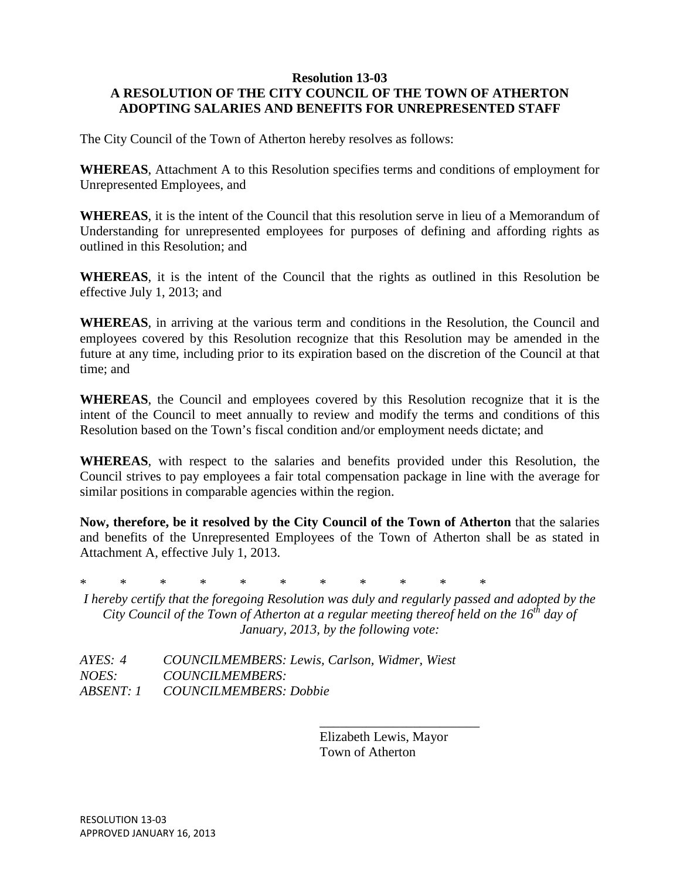**Resolution 13-03**
**A RESOLUTION OF THE CITY COUNCIL OF THE TOWN OF ATHERTON ADOPTING SALARIES AND BENEFITS FOR UNREPRESENTED STAFF**

The City Council of the Town of Atherton hereby resolves as follows:

**WHEREAS**, Attachment A to this Resolution specifies terms and conditions of employment for Unrepresented Employees, and

**WHEREAS**, it is the intent of the Council that this resolution serve in lieu of a Memorandum of Understanding for unrepresented employees for purposes of defining and affording rights as outlined in this Resolution; and

**WHEREAS**, it is the intent of the Council that the rights as outlined in this Resolution be effective July 1, 2013; and

**WHEREAS**, in arriving at the various term and conditions in the Resolution, the Council and employees covered by this Resolution recognize that this Resolution may be amended in the future at any time, including prior to its expiration based on the discretion of the Council at that time; and

**WHEREAS**, the Council and employees covered by this Resolution recognize that it is the intent of the Council to meet annually to review and modify the terms and conditions of this Resolution based on the Town's fiscal condition and/or employment needs dictate; and

**WHEREAS**, with respect to the salaries and benefits provided under this Resolution, the Council strives to pay employees a fair total compensation package in line with the average for similar positions in comparable agencies within the region.

**Now, therefore, be it resolved by the City Council of the Town of Atherton** that the salaries and benefits of the Unrepresented Employees of the Town of Atherton shall be as stated in Attachment A, effective July 1, 2013.

\* \* \* \* \* \* \* \* \* \* \*

*I hereby certify that the foregoing Resolution was duly and regularly passed and adopted by the City Council of the Town of Atherton at a regular meeting thereof held on the 16th day of January, 2013, by the following vote:*

*AYES: 4 COUNCILMEMBERS: Lewis, Carlson, Widmer, Wiest*
*NOES: COUNCILMEMBERS:*
*ABSENT: 1 COUNCILMEMBERS: Dobbie*

\_\_\_\_\_\_\_\_\_\_\_\_\_\_\_\_\_\_\_\_\_\_\_\_

Elizabeth Lewis, Mayor
Town of Atherton

RESOLUTION 13-03
APPROVED JANUARY 16, 2013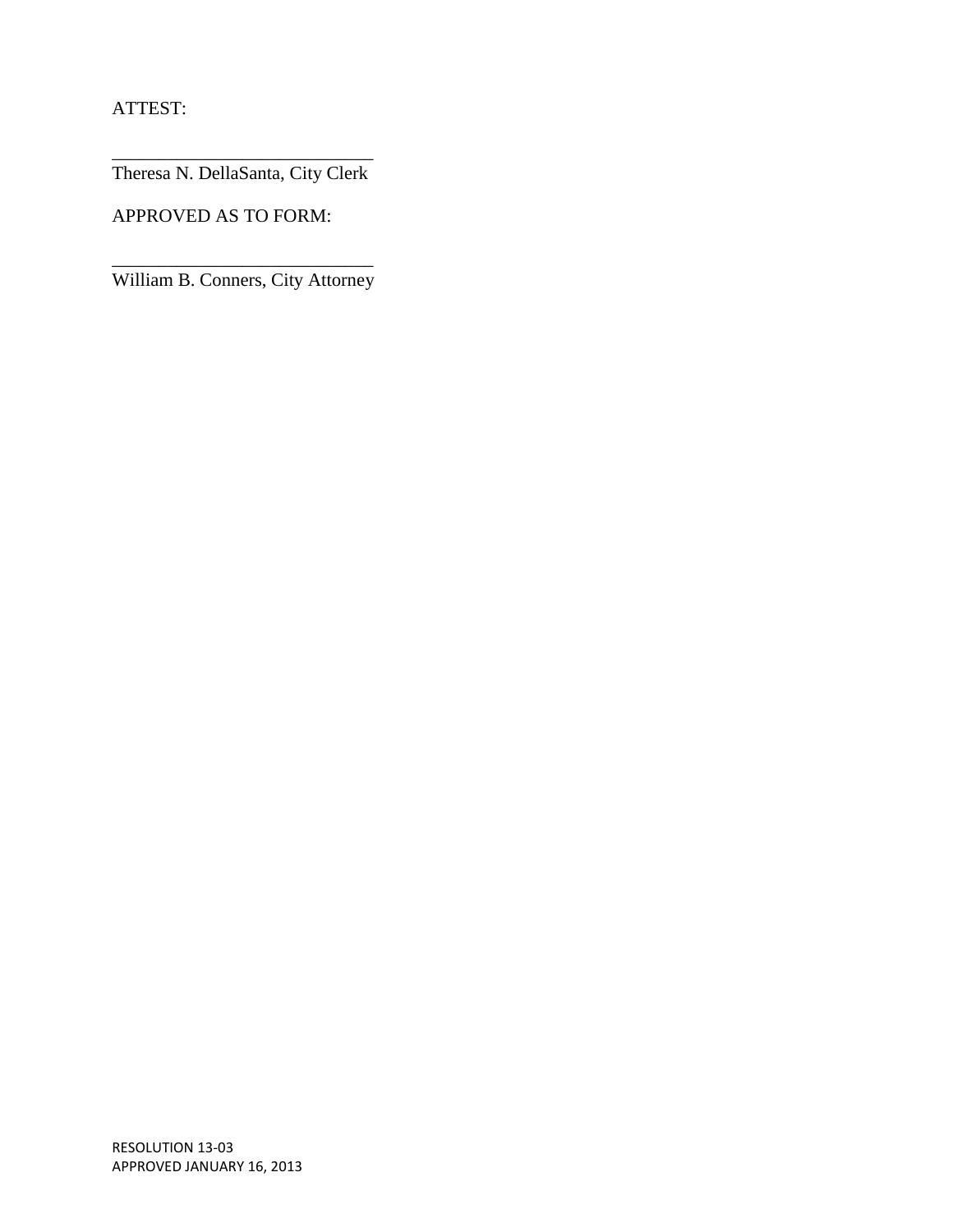ATTEST:

___________________________
Theresa N. DellaSanta, City Clerk

APPROVED AS TO FORM:

___________________________
William B. Conners, City Attorney

RESOLUTION 13-03
APPROVED JANUARY 16, 2013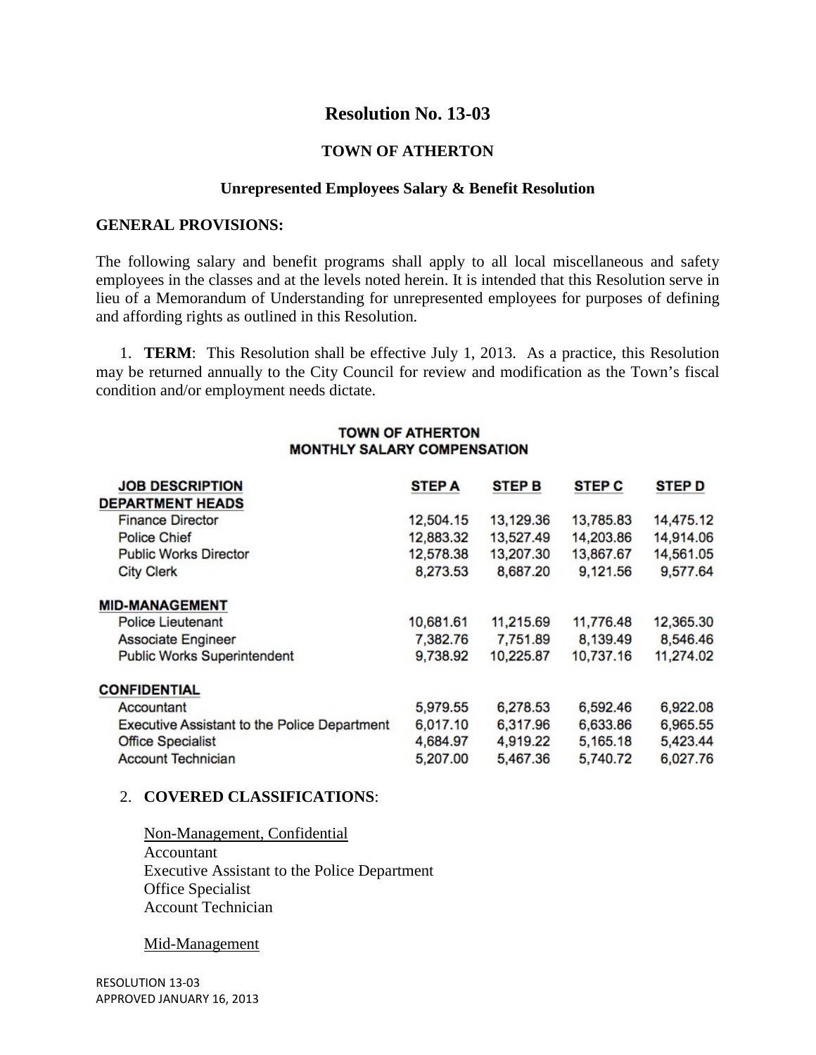# Resolution No. 13-03

### TOWN OF ATHERTON

### Unrepresented Employees Salary & Benefit Resolution

**GENERAL PROVISIONS:**

The following salary and benefit programs shall apply to all local miscellaneous and safety employees in the classes and at the levels noted herein. It is intended that this Resolution serve in lieu of a Memorandum of Understanding for unrepresented employees for purposes of defining and affording rights as outlined in this Resolution.

1. **TERM**: This Resolution shall be effective July 1, 2013. As a practice, this Resolution may be returned annually to the City Council for review and modification as the Town's fiscal condition and/or employment needs dictate.

**TOWN OF ATHERTON**
**MONTHLY SALARY COMPENSATION**

| JOB DESCRIPTION | STEP A | STEP B | STEP C | STEP D |
|---|---|---|---|---|
| **DEPARTMENT HEADS** | | | | |
| Finance Director | 12,504.15 | 13,129.36 | 13,785.83 | 14,475.12 |
| Police Chief | 12,883.32 | 13,527.49 | 14,203.86 | 14,914.06 |
| Public Works Director | 12,578.38 | 13,207.30 | 13,867.67 | 14,561.05 |
| City Clerk | 8,273.53 | 8,687.20 | 9,121.56 | 9,577.64 |
| **MID-MANAGEMENT** | | | | |
| Police Lieutenant | 10,681.61 | 11,215.69 | 11,776.48 | 12,365.30 |
| Associate Engineer | 7,382.76 | 7,751.89 | 8,139.49 | 8,546.46 |
| Public Works Superintendent | 9,738.92 | 10,225.87 | 10,737.16 | 11,274.02 |
| **CONFIDENTIAL** | | | | |
| Accountant | 5,979.55 | 6,278.53 | 6,592.46 | 6,922.08 |
| Executive Assistant to the Police Department | 6,017.10 | 6,317.96 | 6,633.86 | 6,965.55 |
| Office Specialist | 4,684.97 | 4,919.22 | 5,165.18 | 5,423.44 |
| Account Technician | 5,207.00 | 5,467.36 | 5,740.72 | 6,027.76 |

2. **COVERED CLASSIFICATIONS**:

Non-Management, Confidential
Accountant
Executive Assistant to the Police Department
Office Specialist
Account Technician

Mid-Management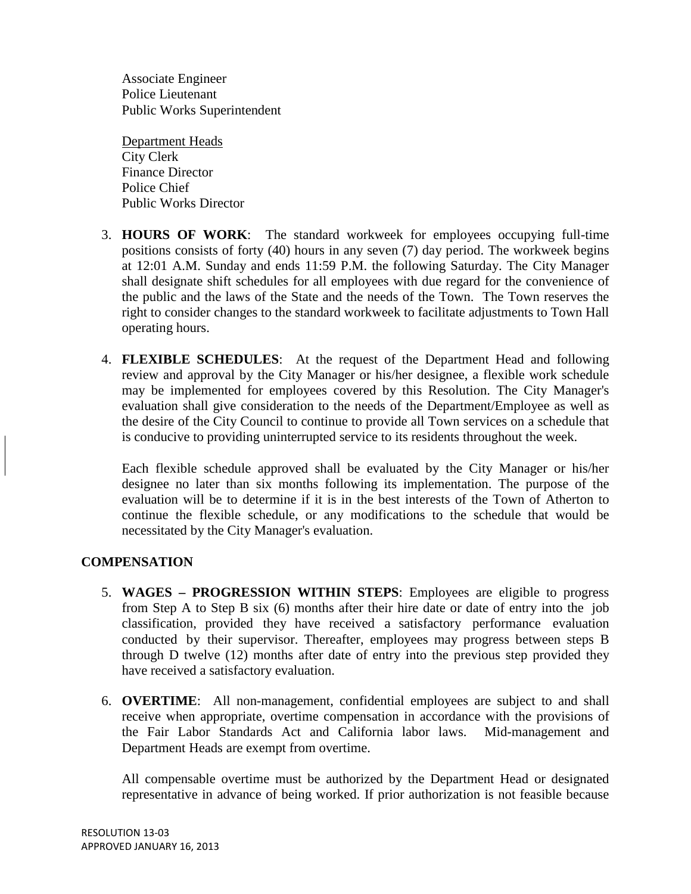Associate Engineer
Police Lieutenant
Public Works Superintendent

Department Heads
City Clerk
Finance Director
Police Chief
Public Works Director

3. **HOURS OF WORK**: The standard workweek for employees occupying full-time positions consists of forty (40) hours in any seven (7) day period. The workweek begins at 12:01 A.M. Sunday and ends 11:59 P.M. the following Saturday. The City Manager shall designate shift schedules for all employees with due regard for the convenience of the public and the laws of the State and the needs of the Town. The Town reserves the right to consider changes to the standard workweek to facilitate adjustments to Town Hall operating hours.

4. **FLEXIBLE SCHEDULES**: At the request of the Department Head and following review and approval by the City Manager or his/her designee, a flexible work schedule may be implemented for employees covered by this Resolution. The City Manager's evaluation shall give consideration to the needs of the Department/Employee as well as the desire of the City Council to continue to provide all Town services on a schedule that is conducive to providing uninterrupted service to its residents throughout the week.

   Each flexible schedule approved shall be evaluated by the City Manager or his/her designee no later than six months following its implementation. The purpose of the evaluation will be to determine if it is in the best interests of the Town of Atherton to continue the flexible schedule, or any modifications to the schedule that would be necessitated by the City Manager's evaluation.

## COMPENSATION

5. **WAGES – PROGRESSION WITHIN STEPS**: Employees are eligible to progress from Step A to Step B six (6) months after their hire date or date of entry into the job classification, provided they have received a satisfactory performance evaluation conducted by their supervisor. Thereafter, employees may progress between steps B through D twelve (12) months after date of entry into the previous step provided they have received a satisfactory evaluation.

6. **OVERTIME**: All non-management, confidential employees are subject to and shall receive when appropriate, overtime compensation in accordance with the provisions of the Fair Labor Standards Act and California labor laws. Mid-management and Department Heads are exempt from overtime.

   All compensable overtime must be authorized by the Department Head or designated representative in advance of being worked. If prior authorization is not feasible because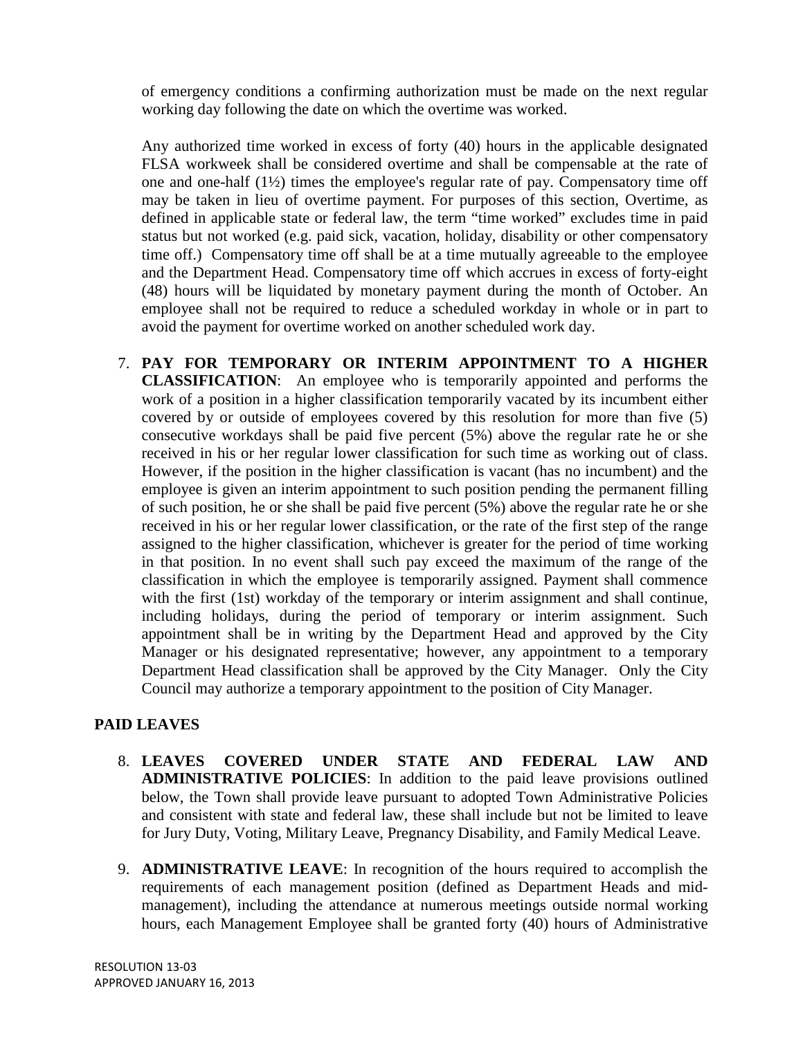of emergency conditions a confirming authorization must be made on the next regular working day following the date on which the overtime was worked.

Any authorized time worked in excess of forty (40) hours in the applicable designated FLSA workweek shall be considered overtime and shall be compensable at the rate of one and one-half (1½) times the employee's regular rate of pay. Compensatory time off may be taken in lieu of overtime payment. For purposes of this section, Overtime, as defined in applicable state or federal law, the term "time worked" excludes time in paid status but not worked (e.g. paid sick, vacation, holiday, disability or other compensatory time off.) Compensatory time off shall be at a time mutually agreeable to the employee and the Department Head. Compensatory time off which accrues in excess of forty-eight (48) hours will be liquidated by monetary payment during the month of October. An employee shall not be required to reduce a scheduled workday in whole or in part to avoid the payment for overtime worked on another scheduled work day.

7. **PAY FOR TEMPORARY OR INTERIM APPOINTMENT TO A HIGHER CLASSIFICATION**: An employee who is temporarily appointed and performs the work of a position in a higher classification temporarily vacated by its incumbent either covered by or outside of employees covered by this resolution for more than five (5) consecutive workdays shall be paid five percent (5%) above the regular rate he or she received in his or her regular lower classification for such time as working out of class. However, if the position in the higher classification is vacant (has no incumbent) and the employee is given an interim appointment to such position pending the permanent filling of such position, he or she shall be paid five percent (5%) above the regular rate he or she received in his or her regular lower classification, or the rate of the first step of the range assigned to the higher classification, whichever is greater for the period of time working in that position. In no event shall such pay exceed the maximum of the range of the classification in which the employee is temporarily assigned. Payment shall commence with the first (1st) workday of the temporary or interim assignment and shall continue, including holidays, during the period of temporary or interim assignment. Such appointment shall be in writing by the Department Head and approved by the City Manager or his designated representative; however, any appointment to a temporary Department Head classification shall be approved by the City Manager. Only the City Council may authorize a temporary appointment to the position of City Manager.

## PAID LEAVES

8. **LEAVES COVERED UNDER STATE AND FEDERAL LAW AND ADMINISTRATIVE POLICIES**: In addition to the paid leave provisions outlined below, the Town shall provide leave pursuant to adopted Town Administrative Policies and consistent with state and federal law, these shall include but not be limited to leave for Jury Duty, Voting, Military Leave, Pregnancy Disability, and Family Medical Leave.

9. **ADMINISTRATIVE LEAVE**: In recognition of the hours required to accomplish the requirements of each management position (defined as Department Heads and mid-management), including the attendance at numerous meetings outside normal working hours, each Management Employee shall be granted forty (40) hours of Administrative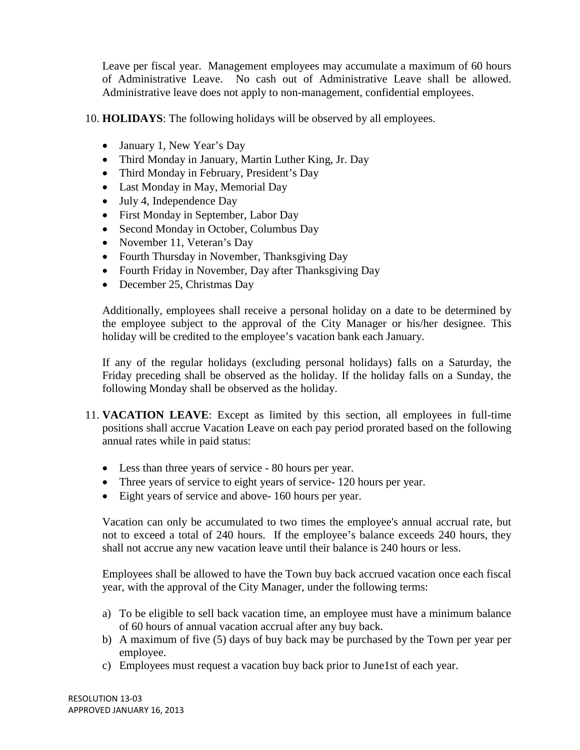Leave per fiscal year. Management employees may accumulate a maximum of 60 hours of Administrative Leave. No cash out of Administrative Leave shall be allowed. Administrative leave does not apply to non-management, confidential employees.

10. **HOLIDAYS**: The following holidays will be observed by all employees.

    - January 1, New Year's Day
    - Third Monday in January, Martin Luther King, Jr. Day
    - Third Monday in February, President's Day
    - Last Monday in May, Memorial Day
    - July 4, Independence Day
    - First Monday in September, Labor Day
    - Second Monday in October, Columbus Day
    - November 11, Veteran's Day
    - Fourth Thursday in November, Thanksgiving Day
    - Fourth Friday in November, Day after Thanksgiving Day
    - December 25, Christmas Day

    Additionally, employees shall receive a personal holiday on a date to be determined by the employee subject to the approval of the City Manager or his/her designee. This holiday will be credited to the employee's vacation bank each January.

    If any of the regular holidays (excluding personal holidays) falls on a Saturday, the Friday preceding shall be observed as the holiday. If the holiday falls on a Sunday, the following Monday shall be observed as the holiday.

11. **VACATION LEAVE**: Except as limited by this section, all employees in full-time positions shall accrue Vacation Leave on each pay period prorated based on the following annual rates while in paid status:

    - Less than three years of service - 80 hours per year.
    - Three years of service to eight years of service- 120 hours per year.
    - Eight years of service and above- 160 hours per year.

    Vacation can only be accumulated to two times the employee's annual accrual rate, but not to exceed a total of 240 hours. If the employee's balance exceeds 240 hours, they shall not accrue any new vacation leave until their balance is 240 hours or less.

    Employees shall be allowed to have the Town buy back accrued vacation once each fiscal year, with the approval of the City Manager, under the following terms:

    a) To be eligible to sell back vacation time, an employee must have a minimum balance of 60 hours of annual vacation accrual after any buy back.
    b) A maximum of five (5) days of buy back may be purchased by the Town per year per employee.
    c) Employees must request a vacation buy back prior to June1st of each year.

RESOLUTION 13-03
APPROVED JANUARY 16, 2013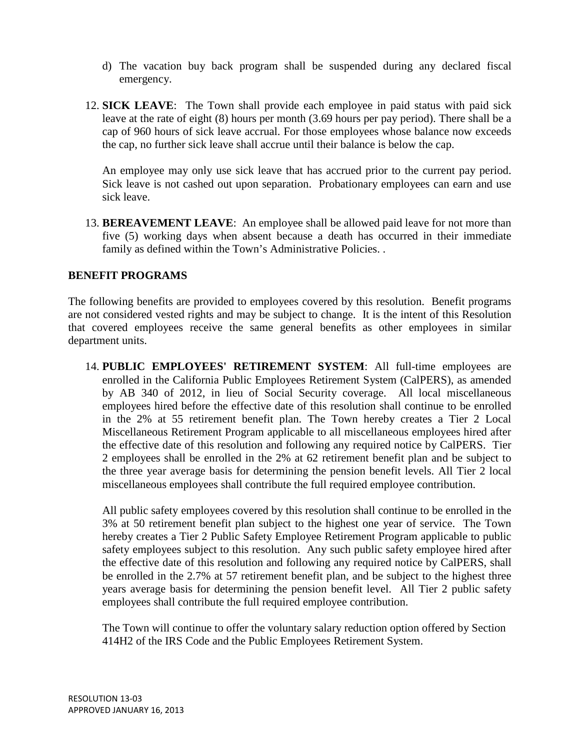d) The vacation buy back program shall be suspended during any declared fiscal emergency.

12. **SICK LEAVE**: The Town shall provide each employee in paid status with paid sick leave at the rate of eight (8) hours per month (3.69 hours per pay period). There shall be a cap of 960 hours of sick leave accrual. For those employees whose balance now exceeds the cap, no further sick leave shall accrue until their balance is below the cap.

    An employee may only use sick leave that has accrued prior to the current pay period. Sick leave is not cashed out upon separation. Probationary employees can earn and use sick leave.

13. **BEREAVEMENT LEAVE**: An employee shall be allowed paid leave for not more than five (5) working days when absent because a death has occurred in their immediate family as defined within the Town's Administrative Policies. .

**BENEFIT PROGRAMS**

The following benefits are provided to employees covered by this resolution. Benefit programs are not considered vested rights and may be subject to change. It is the intent of this Resolution that covered employees receive the same general benefits as other employees in similar department units.

14. **PUBLIC EMPLOYEES' RETIREMENT SYSTEM**: All full-time employees are enrolled in the California Public Employees Retirement System (CalPERS), as amended by AB 340 of 2012, in lieu of Social Security coverage. All local miscellaneous employees hired before the effective date of this resolution shall continue to be enrolled in the 2% at 55 retirement benefit plan. The Town hereby creates a Tier 2 Local Miscellaneous Retirement Program applicable to all miscellaneous employees hired after the effective date of this resolution and following any required notice by CalPERS. Tier 2 employees shall be enrolled in the 2% at 62 retirement benefit plan and be subject to the three year average basis for determining the pension benefit levels. All Tier 2 local miscellaneous employees shall contribute the full required employee contribution.

    All public safety employees covered by this resolution shall continue to be enrolled in the 3% at 50 retirement benefit plan subject to the highest one year of service. The Town hereby creates a Tier 2 Public Safety Employee Retirement Program applicable to public safety employees subject to this resolution. Any such public safety employee hired after the effective date of this resolution and following any required notice by CalPERS, shall be enrolled in the 2.7% at 57 retirement benefit plan, and be subject to the highest three years average basis for determining the pension benefit level. All Tier 2 public safety employees shall contribute the full required employee contribution.

    The Town will continue to offer the voluntary salary reduction option offered by Section 414H2 of the IRS Code and the Public Employees Retirement System.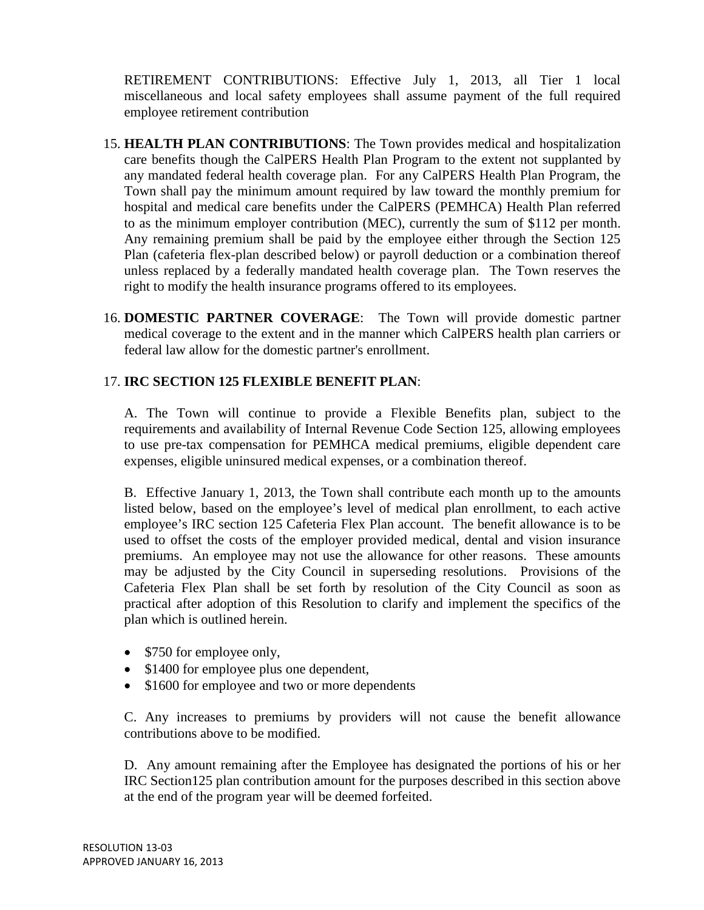RETIREMENT CONTRIBUTIONS: Effective July 1, 2013, all Tier 1 local miscellaneous and local safety employees shall assume payment of the full required employee retirement contribution

15. **HEALTH PLAN CONTRIBUTIONS**: The Town provides medical and hospitalization care benefits though the CalPERS Health Plan Program to the extent not supplanted by any mandated federal health coverage plan. For any CalPERS Health Plan Program, the Town shall pay the minimum amount required by law toward the monthly premium for hospital and medical care benefits under the CalPERS (PEMHCA) Health Plan referred to as the minimum employer contribution (MEC), currently the sum of $112 per month. Any remaining premium shall be paid by the employee either through the Section 125 Plan (cafeteria flex-plan described below) or payroll deduction or a combination thereof unless replaced by a federally mandated health coverage plan. The Town reserves the right to modify the health insurance programs offered to its employees.

16. **DOMESTIC PARTNER COVERAGE**: The Town will provide domestic partner medical coverage to the extent and in the manner which CalPERS health plan carriers or federal law allow for the domestic partner's enrollment.

17. **IRC SECTION 125 FLEXIBLE BENEFIT PLAN**:

    A. The Town will continue to provide a Flexible Benefits plan, subject to the requirements and availability of Internal Revenue Code Section 125, allowing employees to use pre-tax compensation for PEMHCA medical premiums, eligible dependent care expenses, eligible uninsured medical expenses, or a combination thereof.

    B. Effective January 1, 2013, the Town shall contribute each month up to the amounts listed below, based on the employee's level of medical plan enrollment, to each active employee's IRC section 125 Cafeteria Flex Plan account. The benefit allowance is to be used to offset the costs of the employer provided medical, dental and vision insurance premiums. An employee may not use the allowance for other reasons. These amounts may be adjusted by the City Council in superseding resolutions. Provisions of the Cafeteria Flex Plan shall be set forth by resolution of the City Council as soon as practical after adoption of this Resolution to clarify and implement the specifics of the plan which is outlined herein.

    - $750 for employee only,
    - $1400 for employee plus one dependent,
    - $1600 for employee and two or more dependents

    C. Any increases to premiums by providers will not cause the benefit allowance contributions above to be modified.

    D. Any amount remaining after the Employee has designated the portions of his or her IRC Section125 plan contribution amount for the purposes described in this section above at the end of the program year will be deemed forfeited.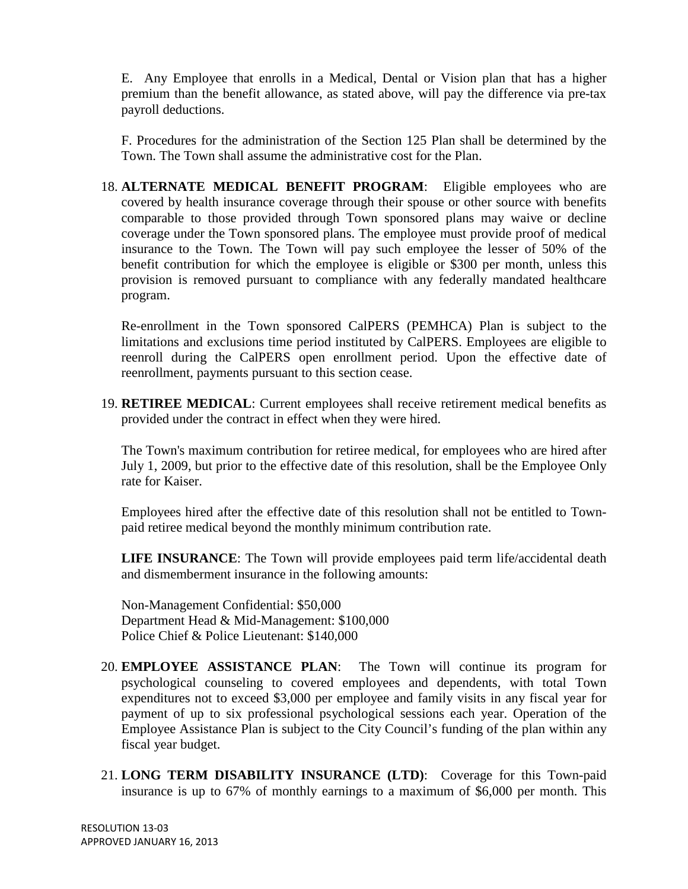E. Any Employee that enrolls in a Medical, Dental or Vision plan that has a higher premium than the benefit allowance, as stated above, will pay the difference via pre-tax payroll deductions.

F. Procedures for the administration of the Section 125 Plan shall be determined by the Town. The Town shall assume the administrative cost for the Plan.

18. **ALTERNATE MEDICAL BENEFIT PROGRAM**: Eligible employees who are covered by health insurance coverage through their spouse or other source with benefits comparable to those provided through Town sponsored plans may waive or decline coverage under the Town sponsored plans. The employee must provide proof of medical insurance to the Town. The Town will pay such employee the lesser of 50% of the benefit contribution for which the employee is eligible or $300 per month, unless this provision is removed pursuant to compliance with any federally mandated healthcare program.

    Re-enrollment in the Town sponsored CalPERS (PEMHCA) Plan is subject to the limitations and exclusions time period instituted by CalPERS. Employees are eligible to reenroll during the CalPERS open enrollment period. Upon the effective date of reenrollment, payments pursuant to this section cease.

19. **RETIREE MEDICAL**: Current employees shall receive retirement medical benefits as provided under the contract in effect when they were hired.

    The Town's maximum contribution for retiree medical, for employees who are hired after July 1, 2009, but prior to the effective date of this resolution, shall be the Employee Only rate for Kaiser.

    Employees hired after the effective date of this resolution shall not be entitled to Town-paid retiree medical beyond the monthly minimum contribution rate.

    **LIFE INSURANCE**: The Town will provide employees paid term life/accidental death and dismemberment insurance in the following amounts:

    Non-Management Confidential: $50,000
    Department Head & Mid-Management: $100,000
    Police Chief & Police Lieutenant: $140,000

20. **EMPLOYEE ASSISTANCE PLAN**: The Town will continue its program for psychological counseling to covered employees and dependents, with total Town expenditures not to exceed $3,000 per employee and family visits in any fiscal year for payment of up to six professional psychological sessions each year. Operation of the Employee Assistance Plan is subject to the City Council's funding of the plan within any fiscal year budget.

21. **LONG TERM DISABILITY INSURANCE (LTD)**: Coverage for this Town-paid insurance is up to 67% of monthly earnings to a maximum of $6,000 per month. This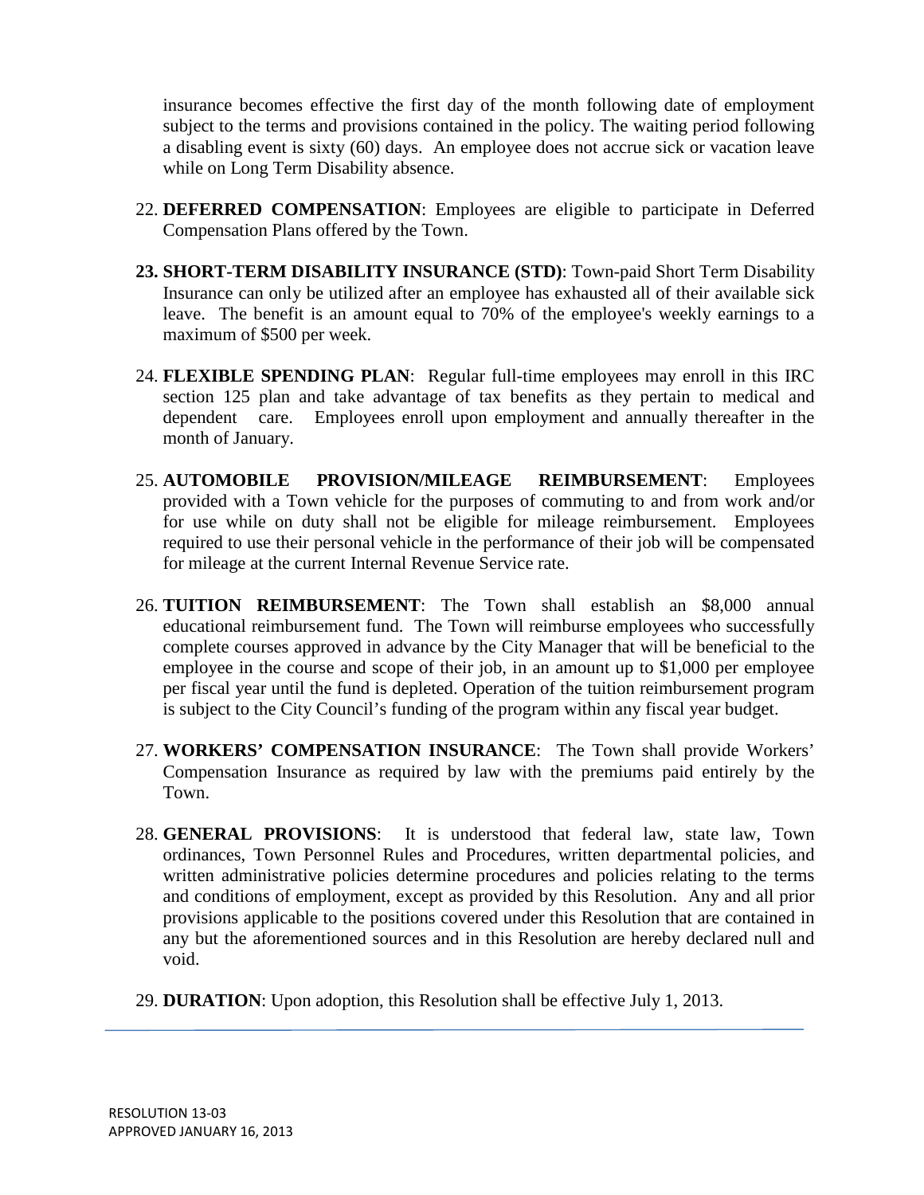insurance becomes effective the first day of the month following date of employment subject to the terms and provisions contained in the policy. The waiting period following a disabling event is sixty (60) days. An employee does not accrue sick or vacation leave while on Long Term Disability absence.

22. **DEFERRED COMPENSATION**: Employees are eligible to participate in Deferred Compensation Plans offered by the Town.

23. **SHORT-TERM DISABILITY INSURANCE (STD)**: Town-paid Short Term Disability Insurance can only be utilized after an employee has exhausted all of their available sick leave. The benefit is an amount equal to 70% of the employee's weekly earnings to a maximum of $500 per week.

24. **FLEXIBLE SPENDING PLAN**: Regular full-time employees may enroll in this IRC section 125 plan and take advantage of tax benefits as they pertain to medical and dependent care. Employees enroll upon employment and annually thereafter in the month of January.

25. **AUTOMOBILE PROVISION/MILEAGE REIMBURSEMENT**: Employees provided with a Town vehicle for the purposes of commuting to and from work and/or for use while on duty shall not be eligible for mileage reimbursement. Employees required to use their personal vehicle in the performance of their job will be compensated for mileage at the current Internal Revenue Service rate.

26. **TUITION REIMBURSEMENT**: The Town shall establish an $8,000 annual educational reimbursement fund. The Town will reimburse employees who successfully complete courses approved in advance by the City Manager that will be beneficial to the employee in the course and scope of their job, in an amount up to $1,000 per employee per fiscal year until the fund is depleted. Operation of the tuition reimbursement program is subject to the City Council's funding of the program within any fiscal year budget.

27. **WORKERS' COMPENSATION INSURANCE**: The Town shall provide Workers' Compensation Insurance as required by law with the premiums paid entirely by the Town.

28. **GENERAL PROVISIONS**: It is understood that federal law, state law, Town ordinances, Town Personnel Rules and Procedures, written departmental policies, and written administrative policies determine procedures and policies relating to the terms and conditions of employment, except as provided by this Resolution. Any and all prior provisions applicable to the positions covered under this Resolution that are contained in any but the aforementioned sources and in this Resolution are hereby declared null and void.

29. **DURATION**: Upon adoption, this Resolution shall be effective July 1, 2013.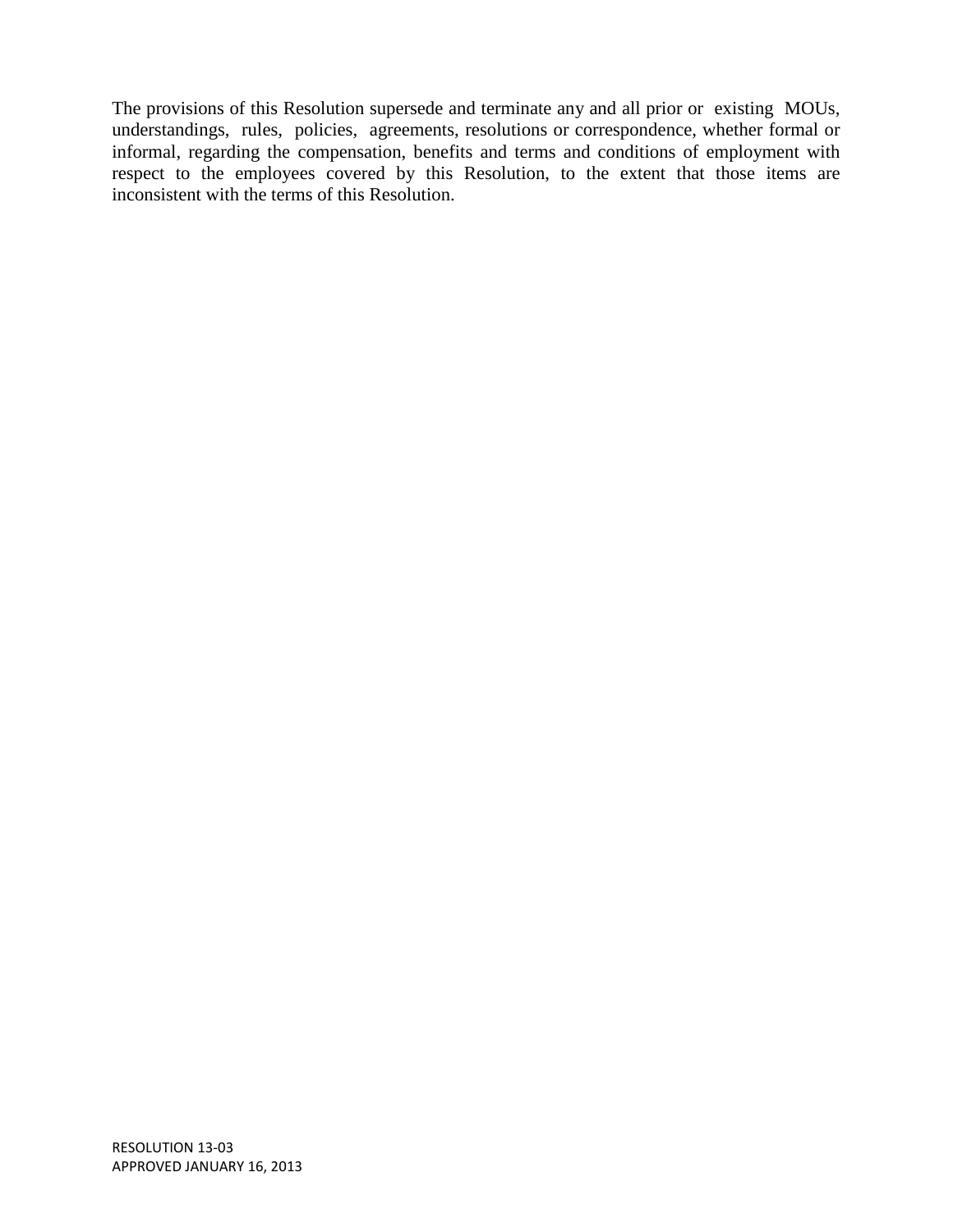The provisions of this Resolution supersede and terminate any and all prior or existing MOUs, understandings, rules, policies, agreements, resolutions or correspondence, whether formal or informal, regarding the compensation, benefits and terms and conditions of employment with respect to the employees covered by this Resolution, to the extent that those items are inconsistent with the terms of this Resolution.